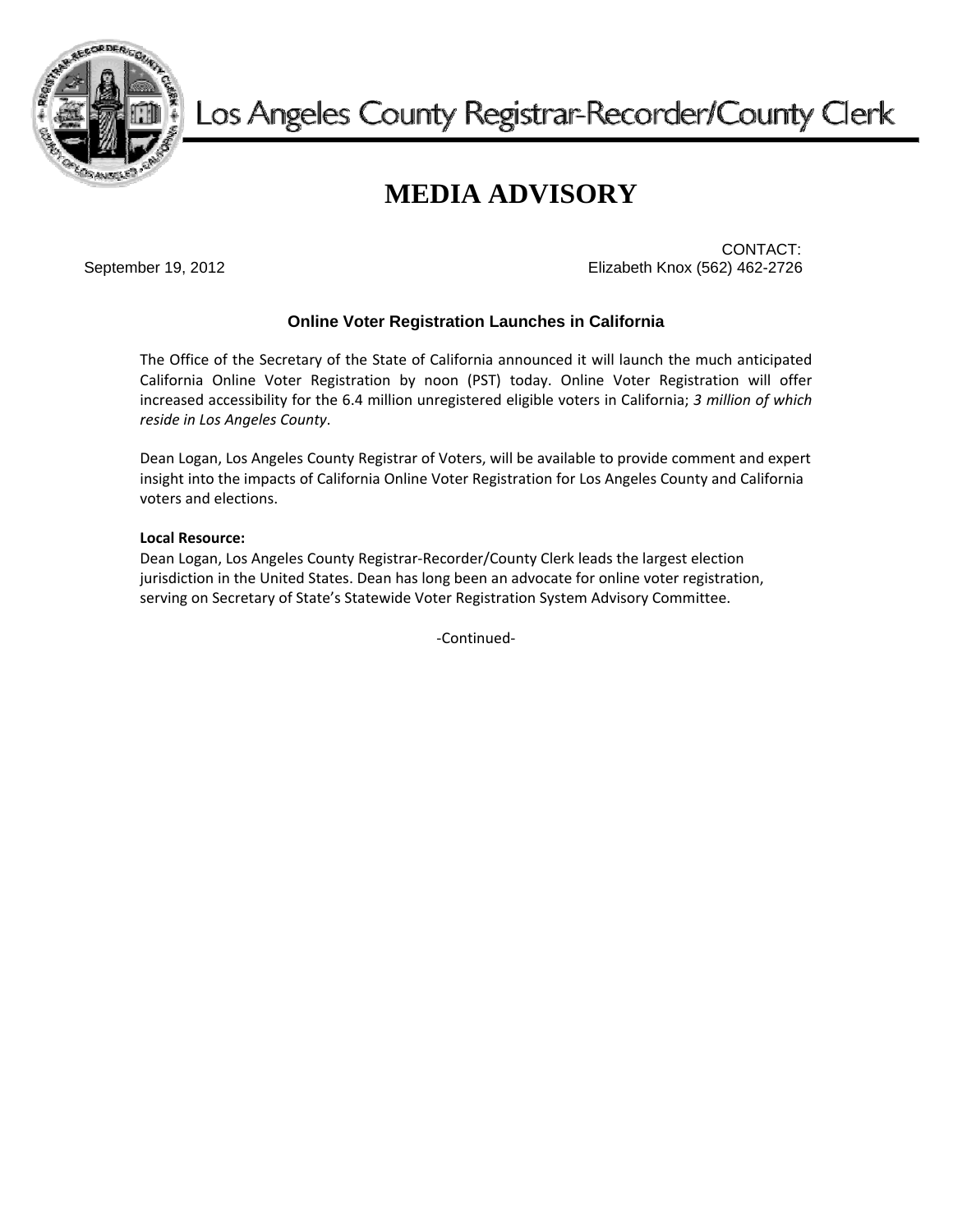# Los Angeles County Registrar-Recorder/County Clerk

## MEDIA ADVISORY

September 19, 2012

CONTACT:
Elizabeth Knox (562) 462-2726

### Online Voter Registration Launches in California

The Office of the Secretary of the State of California announced it will launch the much anticipated California Online Voter Registration by noon (PST) today. Online Voter Registration will offer increased accessibility for the 6.4 million unregistered eligible voters in California; *3 million of which reside in Los Angeles County*.

Dean Logan, Los Angeles County Registrar of Voters, will be available to provide comment and expert insight into the impacts of California Online Voter Registration for Los Angeles County and California voters and elections.

**Local Resource:**
Dean Logan, Los Angeles County Registrar-Recorder/County Clerk leads the largest election jurisdiction in the United States. Dean has long been an advocate for online voter registration, serving on Secretary of State's Statewide Voter Registration System Advisory Committee.

-Continued-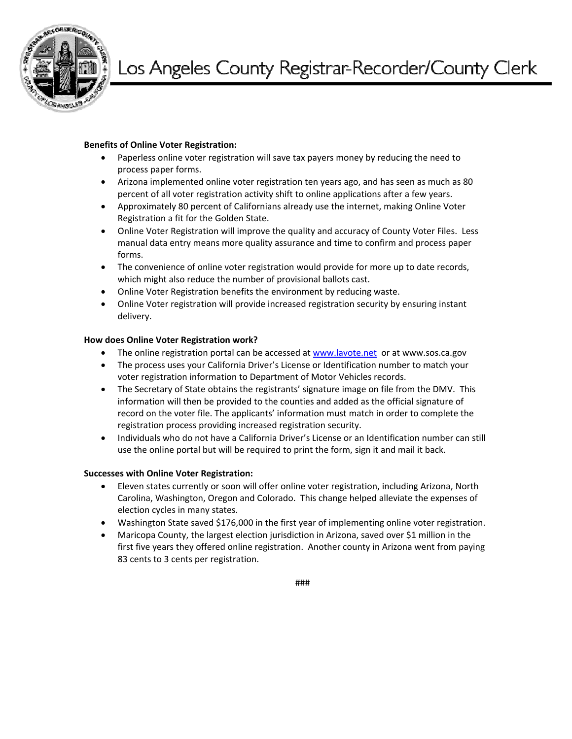**Benefits of Online Voter Registration:**

- Paperless online voter registration will save tax payers money by reducing the need to process paper forms.
- Arizona implemented online voter registration ten years ago, and has seen as much as 80 percent of all voter registration activity shift to online applications after a few years.
- Approximately 80 percent of Californians already use the internet, making Online Voter Registration a fit for the Golden State.
- Online Voter Registration will improve the quality and accuracy of County Voter Files. Less manual data entry means more quality assurance and time to confirm and process paper forms.
- The convenience of online voter registration would provide for more up to date records, which might also reduce the number of provisional ballots cast.
- Online Voter Registration benefits the environment by reducing waste.
- Online Voter registration will provide increased registration security by ensuring instant delivery.

**How does Online Voter Registration work?**

- The online registration portal can be accessed at [www.lavote.net](http://www.lavote.net) or at www.sos.ca.gov
- The process uses your California Driver's License or Identification number to match your voter registration information to Department of Motor Vehicles records.
- The Secretary of State obtains the registrants' signature image on file from the DMV. This information will then be provided to the counties and added as the official signature of record on the voter file. The applicants' information must match in order to complete the registration process providing increased registration security.
- Individuals who do not have a California Driver's License or an Identification number can still use the online portal but will be required to print the form, sign it and mail it back.

**Successes with Online Voter Registration:**

- Eleven states currently or soon will offer online voter registration, including Arizona, North Carolina, Washington, Oregon and Colorado. This change helped alleviate the expenses of election cycles in many states.
- Washington State saved $176,000 in the first year of implementing online voter registration.
- Maricopa County, the largest election jurisdiction in Arizona, saved over $1 million in the first five years they offered online registration. Another county in Arizona went from paying 83 cents to 3 cents per registration.

###